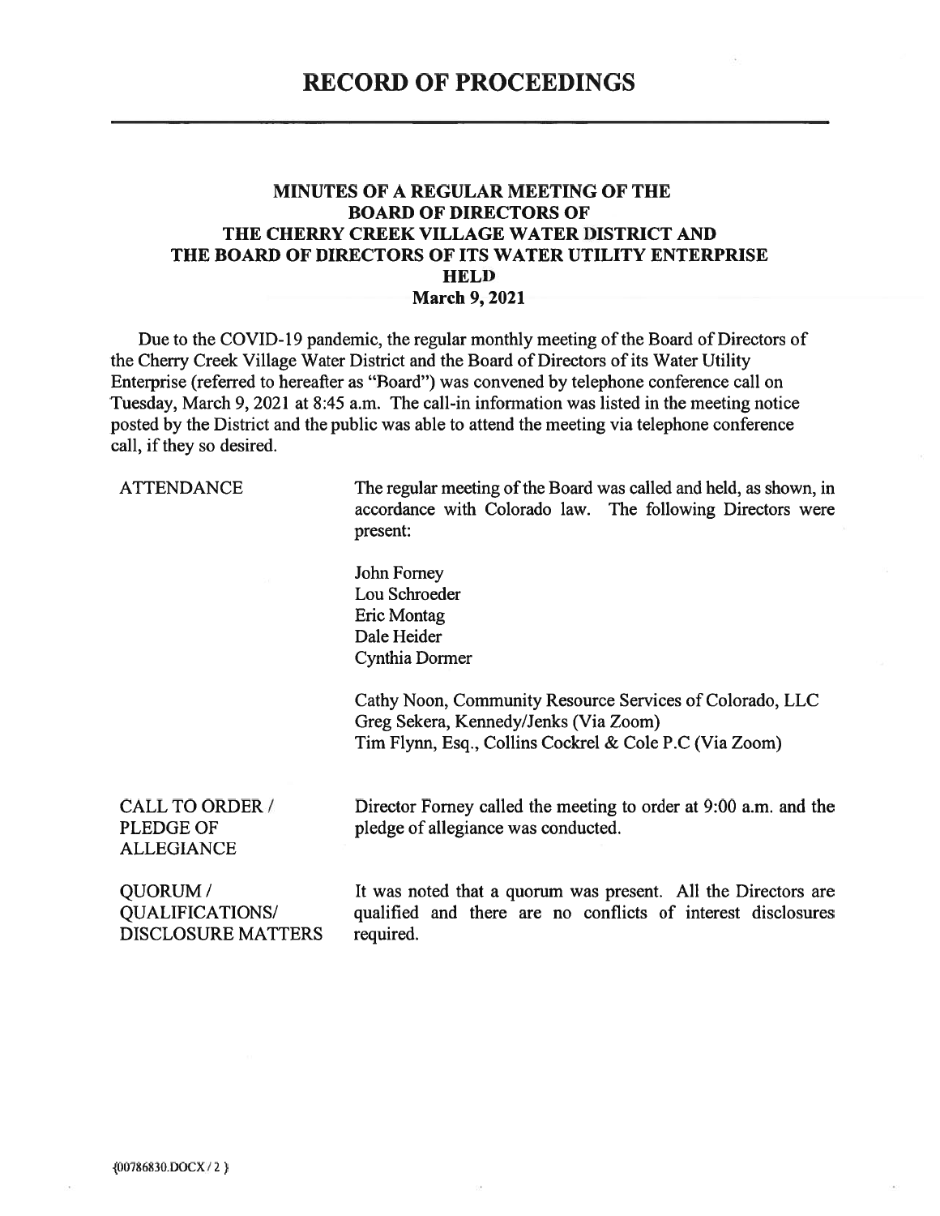# RECORD OF PROCEEDINGS

## MINUTES OF A REGULAR MEETING OF THE BOARD OF DIRECTORS OF THE CHERRY CREEK VILLAGE WATER DISTRICT AND THE BOARD OF DIRECTORS OF ITS WATER UTILITY ENTERPRISE HELD March 9, 2021

Due to the COVID-19 pandemic, the regular monthly meeting of the Board of Directors of the Cherry Creek Village Water District and the Board of Directors of its Water Utility Enterprise (referred to hereafter as "Board") was convened by telephone conference call on Tuesday, March 9, 2021 at 8:45 a.m. The call-in information was listed in the meeting notice posted by the District and the public was able to attend the meeting via telephone conference call, if they so desired.

**ATTENDANCE**

The regular meeting of the Board was called and held, as shown, in accordance with Colorado law. The following Directors were present:

John Forney
Lou Schroeder
Eric Montag
Dale Heider
Cynthia Dormer

Cathy Noon, Community Resource Services of Colorado, LLC
Greg Sekera, Kennedy/Jenks (Via Zoom)
Tim Flynn, Esq., Collins Cockrel & Cole P.C (Via Zoom)

**CALL TO ORDER / PLEDGE OF ALLEGIANCE**

Director Forney called the meeting to order at 9:00 a.m. and the pledge of allegiance was conducted.

**QUORUM / QUALIFICATIONS/ DISCLOSURE MATTERS**

It was noted that a quorum was present. All the Directors are qualified and there are no conflicts of interest disclosures required.

{00786830.DOCX / 2 }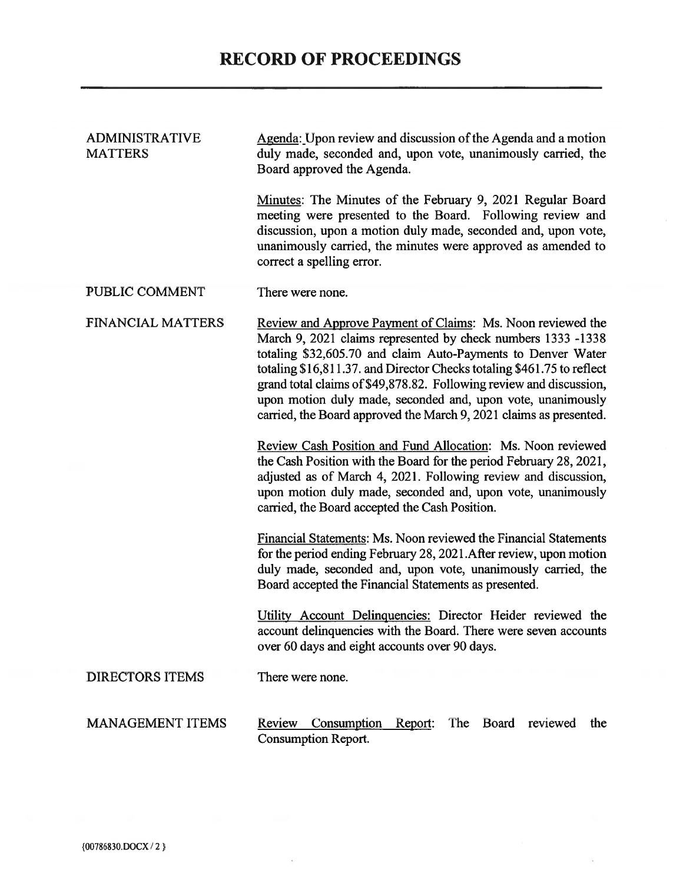# RECORD OF PROCEEDINGS

| | |
|---|---|
| ADMINISTRATIVE MATTERS | Agenda: Upon review and discussion of the Agenda and a motion duly made, seconded and, upon vote, unanimously carried, the Board approved the Agenda. |
| | Minutes: The Minutes of the February 9, 2021 Regular Board meeting were presented to the Board. Following review and discussion, upon a motion duly made, seconded and, upon vote, unanimously carried, the minutes were approved as amended to correct a spelling error. |
| PUBLIC COMMENT | There were none. |
| FINANCIAL MATTERS | Review and Approve Payment of Claims: Ms. Noon reviewed the March 9, 2021 claims represented by check numbers 1333 -1338 totaling $32,605.70 and claim Auto-Payments to Denver Water totaling $16,811.37. and Director Checks totaling $461.75 to reflect grand total claims of $49,878.82. Following review and discussion, upon motion duly made, seconded and, upon vote, unanimously carried, the Board approved the March 9, 2021 claims as presented. |
| | Review Cash Position and Fund Allocation: Ms. Noon reviewed the Cash Position with the Board for the period February 28, 2021, adjusted as of March 4, 2021. Following review and discussion, upon motion duly made, seconded and, upon vote, unanimously carried, the Board accepted the Cash Position. |
| | Financial Statements: Ms. Noon reviewed the Financial Statements for the period ending February 28, 2021.After review, upon motion duly made, seconded and, upon vote, unanimously carried, the Board accepted the Financial Statements as presented. |
| | Utility Account Delinquencies: Director Heider reviewed the account delinquencies with the Board. There were seven accounts over 60 days and eight accounts over 90 days. |
| DIRECTORS ITEMS | There were none. |
| MANAGEMENT ITEMS | Review Consumption Report: The Board reviewed the Consumption Report. |

{00786830.DOCX / 2 }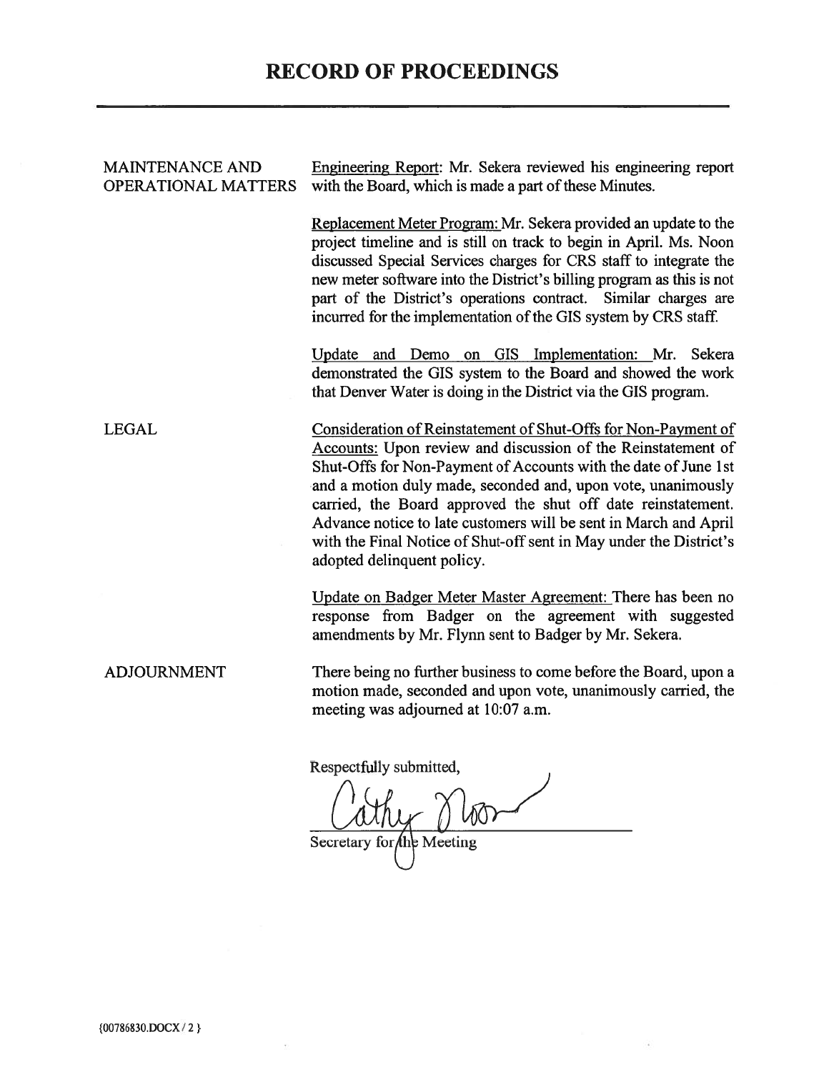# RECORD OF PROCEEDINGS

**MAINTENANCE AND OPERATIONAL MATTERS**

Engineering Report: Mr. Sekera reviewed his engineering report with the Board, which is made a part of these Minutes.

Replacement Meter Program: Mr. Sekera provided an update to the project timeline and is still on track to begin in April. Ms. Noon discussed Special Services charges for CRS staff to integrate the new meter software into the District's billing program as this is not part of the District's operations contract. Similar charges are incurred for the implementation of the GIS system by CRS staff.

Update and Demo on GIS Implementation: Mr. Sekera demonstrated the GIS system to the Board and showed the work that Denver Water is doing in the District via the GIS program.

**LEGAL**

Consideration of Reinstatement of Shut-Offs for Non-Payment of Accounts: Upon review and discussion of the Reinstatement of Shut-Offs for Non-Payment of Accounts with the date of June 1st and a motion duly made, seconded and, upon vote, unanimously carried, the Board approved the shut off date reinstatement. Advance notice to late customers will be sent in March and April with the Final Notice of Shut-off sent in May under the District's adopted delinquent policy.

Update on Badger Meter Master Agreement: There has been no response from Badger on the agreement with suggested amendments by Mr. Flynn sent to Badger by Mr. Sekera.

**ADJOURNMENT**

There being no further business to come before the Board, upon a motion made, seconded and upon vote, unanimously carried, the meeting was adjourned at 10:07 a.m.

Respectfully submitted,

Cathy Noon

Secretary for the Meeting

{00786830.DOCX / 2 }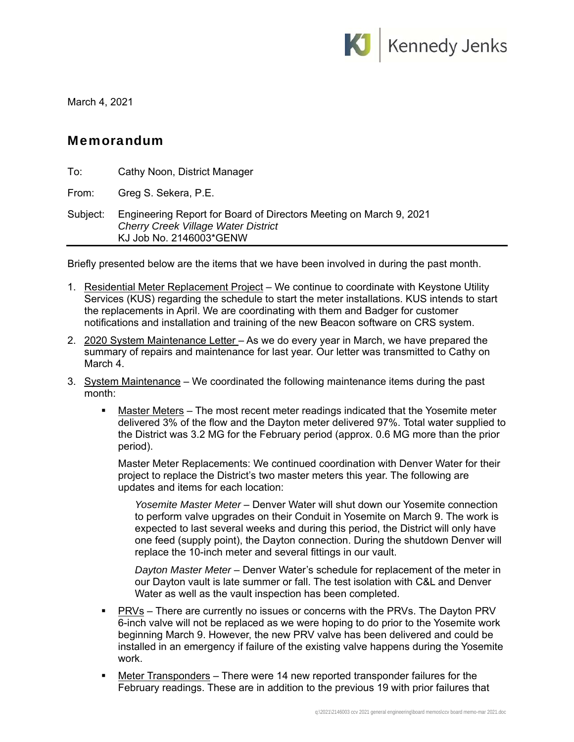March 4, 2021

## Memorandum

To: Cathy Noon, District Manager

From: Greg S. Sekera, P.E.

Subject: Engineering Report for Board of Directors Meeting on March 9, 2021
*Cherry Creek Village Water District*
KJ Job No. 2146003*GENW

Briefly presented below are the items that we have been involved in during the past month.

1. Residential Meter Replacement Project – We continue to coordinate with Keystone Utility Services (KUS) regarding the schedule to start the meter installations. KUS intends to start the replacements in April. We are coordinating with them and Badger for customer notifications and installation and training of the new Beacon software on CRS system.

2. 2020 System Maintenance Letter – As we do every year in March, we have prepared the summary of repairs and maintenance for last year. Our letter was transmitted to Cathy on March 4.

3. System Maintenance – We coordinated the following maintenance items during the past month:

   - Master Meters – The most recent meter readings indicated that the Yosemite meter delivered 3% of the flow and the Dayton meter delivered 97%. Total water supplied to the District was 3.2 MG for the February period (approx. 0.6 MG more than the prior period).

     Master Meter Replacements: We continued coordination with Denver Water for their project to replace the District's two master meters this year. The following are updates and items for each location:

     *Yosemite Master Meter* – Denver Water will shut down our Yosemite connection to perform valve upgrades on their Conduit in Yosemite on March 9. The work is expected to last several weeks and during this period, the District will only have one feed (supply point), the Dayton connection. During the shutdown Denver will replace the 10-inch meter and several fittings in our vault.

     *Dayton Master Meter* – Denver Water's schedule for replacement of the meter in our Dayton vault is late summer or fall. The test isolation with C&L and Denver Water as well as the vault inspection has been completed.

   - PRVs – There are currently no issues or concerns with the PRVs. The Dayton PRV 6-inch valve will not be replaced as we were hoping to do prior to the Yosemite work beginning March 9. However, the new PRV valve has been delivered and could be installed in an emergency if failure of the existing valve happens during the Yosemite work.

   - Meter Transponders – There were 14 new reported transponder failures for the February readings. These are in addition to the previous 19 with prior failures that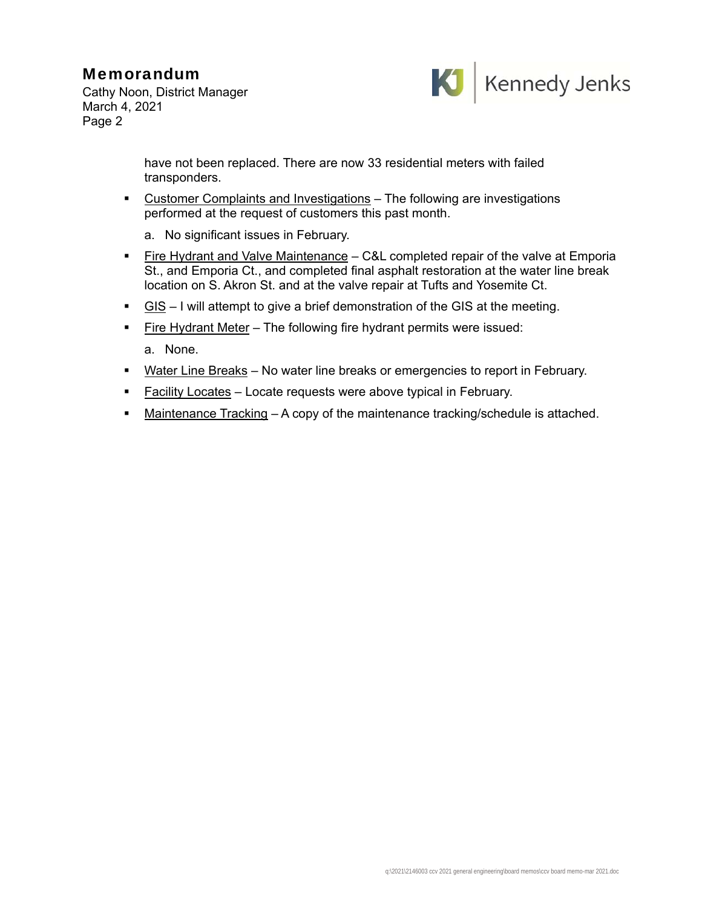have not been replaced. There are now 33 residential meters with failed transponders.

- Customer Complaints and Investigations – The following are investigations performed at the request of customers this past month.

  a. No significant issues in February.

- Fire Hydrant and Valve Maintenance – C&L completed repair of the valve at Emporia St., and Emporia Ct., and completed final asphalt restoration at the water line break location on S. Akron St. and at the valve repair at Tufts and Yosemite Ct.

- GIS – I will attempt to give a brief demonstration of the GIS at the meeting.

- Fire Hydrant Meter – The following fire hydrant permits were issued:

  a. None.

- Water Line Breaks – No water line breaks or emergencies to report in February.

- Facility Locates – Locate requests were above typical in February.

- Maintenance Tracking – A copy of the maintenance tracking/schedule is attached.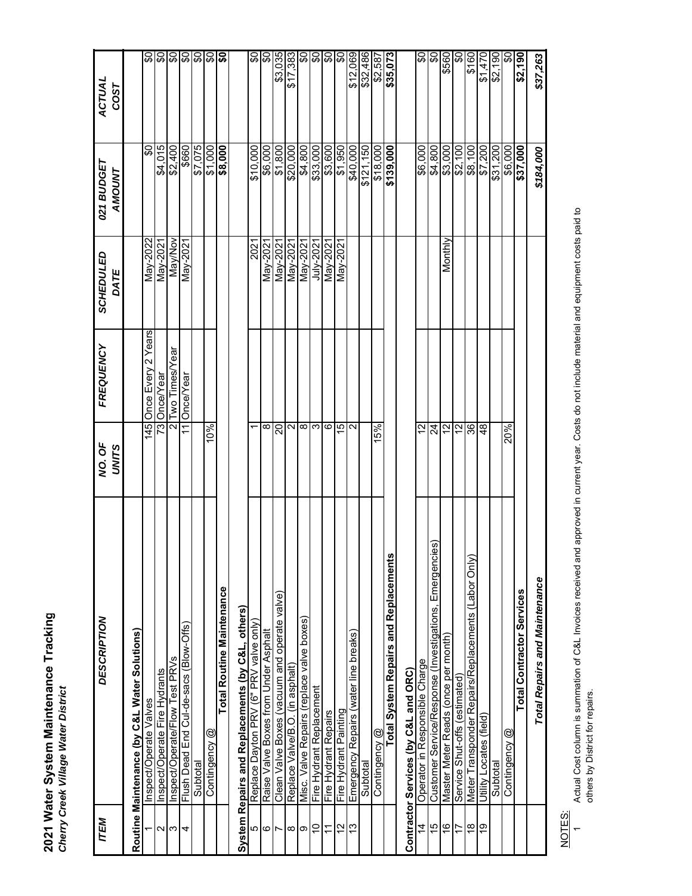**2021 Water System Maintenance Tracking**
***Cherry Creek Village Water District***

| ITEM | DESCRIPTION | NO. OF UNITS | FREQUENCY | SCHEDULED DATE | 021 BUDGET AMOUNT | ACTUAL COST |
|---|---|---|---|---|---|---|
| **Routine Maintenance (by C&L Water Solutions)** | | | | | | |
| 1 | Inspect/Operate Valves | 145 | Once Every 2 Years | May-2022 | $0 | $0 |
| 2 | Inspect/Operate Fire Hydrants | 73 | Once/Year | May-2021 | $4,015 | $0 |
| 3 | Inspect/Operate/Flow Test PRVs | 2 | Two Times/Year | May/Nov | $2,400 | $0 |
| 4 | Flush Dead End Cul-de-sacs (Blow-Offs) | 11 | Once/Year | May-2021 | $660 | $0 |
| | Subtotal | | | | $7,075 | $0 |
| | Contingency @ | 10% | | | $1,000 | $0 |
| | **Total Routine Maintenance** | | | | **$8,000** | **$0** |
| **System Repairs and Replacements (by C&L, others)** | | | | | | |
| 5 | Replace Dayton PRV (6" PRV valve only) | 1 | | 2021 | $10,000 | $0 |
| 6 | Raise Valve Boxes from Under Asphalt | 8 | | May-2021 | $6,000 | $0 |
| 7 | Clean Valve Boxes (vacuum and operate valve) | 20 | | May-2021 | $1,800 | $3,035 |
| 8 | Replace Valve/B.O. (in asphalt) | 2 | | May-2021 | $20,000 | $17,383 |
| 9 | Misc. Valve Repairs (replace valve boxes) | 8 | | May-2021 | $4,800 | $0 |
| 10 | Fire Hydrant Replacement | 3 | | July-2021 | $33,000 | $0 |
| 11 | Fire Hydrant Repairs | 6 | | May-2021 | $3,600 | $0 |
| 12 | Fire Hydrant Painting | 15 | | May-2021 | $1,950 | $0 |
| 13 | Emergency Repairs (water line breaks) | 2 | | | $40,000 | $12,069 |
| | Subtotal | | | | $121,150 | $32,486 |
| | Contingency @ | 15% | | | $18,000 | $2,587 |
| | **Total System Repairs and Replacements** | | | | **$139,000** | **$35,073** |
| **Contractor Services (by C&L and ORC)** | | | | | | |
| 14 | Operator in Responsible Charge | 12 | | | $6,000 | $0 |
| 15 | Customer Service/Response (Investigations, Emergencies) | 24 | | | $4,800 | $0 |
| 16 | Master Meter Reads (once per month) | 12 | | Monthly | $3,000 | $560 |
| 17 | Service Shut-offs (estimated) | 12 | | | $2,100 | $0 |
| 18 | Meter Transponder Repairs/Replacements (Labor Only) | 36 | | | $8,100 | $160 |
| 19 | Utility Locates (field) | 48 | | | $7,200 | $1,470 |
| | Subtotal | | | | $31,200 | $2,190 |
| | Contingency @ | 20% | | | $6,000 | $0 |
| | **Total Contractor Services** | | | | **$37,000** | **$2,190** |
| | ***Total Repairs and Maintenance*** | | | | ***$184,000*** | ***$37,263*** |

NOTES:

1 Actual Cost column is summation of C&L Invoices received and approved in current year. Costs do not include material and equipment costs paid to others by District for repairs.